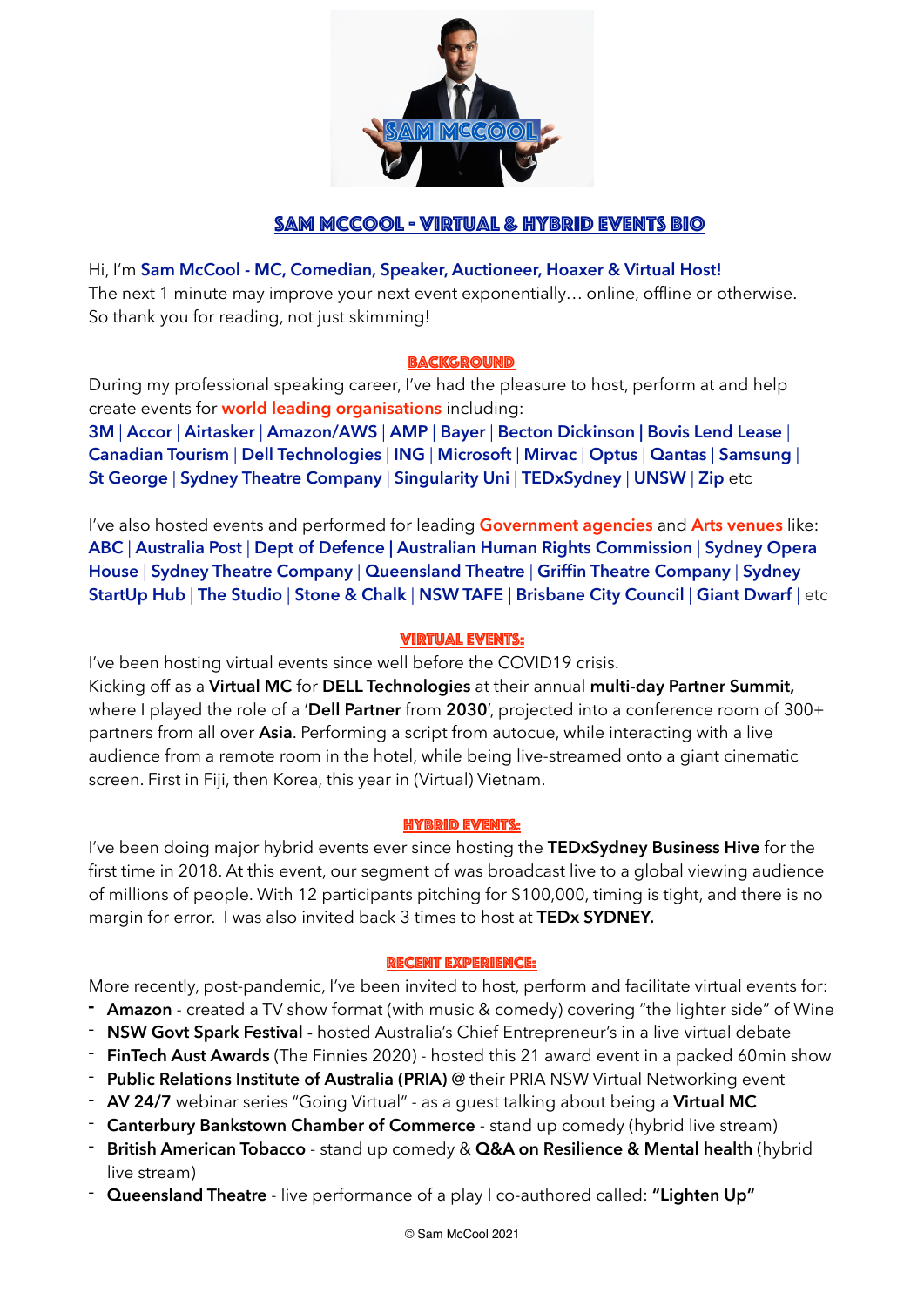# SAM MCCOOL - VIRTUAL & HYBRID EVENTS BIO

Hi, I'm **Sam McCool - MC, Comedian, Speaker, Auctioneer, Hoaxer & Virtual Host!**
The next 1 minute may improve your next event exponentially… online, offline or otherwise.
So thank you for reading, not just skimming!

## BACKGROUND

During my professional speaking career, I've had the pleasure to host, perform at and help create events for **world leading organisations** including:
**3M** | **Accor** | **Airtasker** | **Amazon/AWS** | **AMP** | **Bayer** | **Becton Dickinson | Bovis Lend Lease** | **Canadian Tourism** | **Dell Technologies** | **ING** | **Microsoft** | **Mirvac** | **Optus** | **Qantas** | **Samsung** | **St George** | **Sydney Theatre Company** | **Singularity Uni** | **TEDxSydney** | **UNSW** | **Zip** etc

I've also hosted events and performed for leading **Government agencies** and **Arts venues** like:
**ABC** | **Australia Post** | **Dept of Defence | Australian Human Rights Commission** | **Sydney Opera House** | **Sydney Theatre Company** | **Queensland Theatre** | **Griffin Theatre Company** | **Sydney StartUp Hub** | **The Studio** | **Stone & Chalk** | **NSW TAFE** | **Brisbane City Council** | **Giant Dwarf** | etc

## VIRTUAL EVENTS:

I've been hosting virtual events since well before the COVID19 crisis.
Kicking off as a **Virtual MC** for **DELL Technologies** at their annual **multi-day Partner Summit,** where I played the role of a '**Dell Partner** from **2030**', projected into a conference room of 300+ partners from all over **Asia**. Performing a script from autocue, while interacting with a live audience from a remote room in the hotel, while being live-streamed onto a giant cinematic screen. First in Fiji, then Korea, this year in (Virtual) Vietnam.

## HYBRID EVENTS:

I've been doing major hybrid events ever since hosting the **TEDxSydney Business Hive** for the first time in 2018. At this event, our segment of was broadcast live to a global viewing audience of millions of people. With 12 participants pitching for $100,000, timing is tight, and there is no margin for error. I was also invited back 3 times to host at **TEDx SYDNEY.**

## RECENT EXPERIENCE:

More recently, post-pandemic, I've been invited to host, perform and facilitate virtual events for:

- **Amazon** - created a TV show format (with music & comedy) covering "the lighter side" of Wine
- **NSW Govt Spark Festival -** hosted Australia's Chief Entrepreneur's in a live virtual debate
- **FinTech Aust Awards** (The Finnies 2020) - hosted this 21 award event in a packed 60min show
- **Public Relations Institute of Australia (PRIA)** @ their PRIA NSW Virtual Networking event
- **AV 24/7** webinar series "Going Virtual" - as a guest talking about being a **Virtual MC**
- **Canterbury Bankstown Chamber of Commerce** - stand up comedy (hybrid live stream)
- **British American Tobacco** - stand up comedy & **Q&A on Resilience & Mental health** (hybrid live stream)
- **Queensland Theatre** - live performance of a play I co-authored called: **"Lighten Up"**

© Sam McCool 2021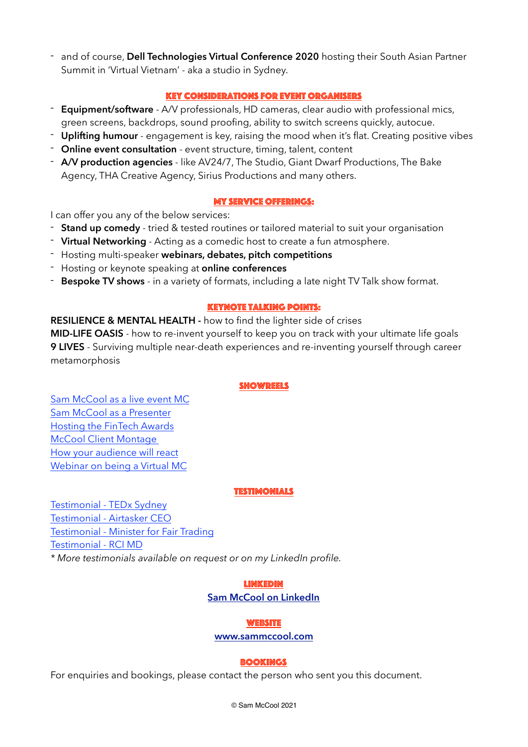- and of course, **Dell Technologies Virtual Conference 2020** hosting their South Asian Partner Summit in 'Virtual Vietnam' - aka a studio in Sydney.

## KEY CONSIDERATIONS FOR EVENT ORGANISERS

- **Equipment/software** - A/V professionals, HD cameras, clear audio with professional mics, green screens, backdrops, sound proofing, ability to switch screens quickly, autocue.
- **Uplifting humour** - engagement is key, raising the mood when it's flat. Creating positive vibes
- **Online event consultation** - event structure, timing, talent, content
- **A/V production agencies** - like AV24/7, The Studio, Giant Dwarf Productions, The Bake Agency, THA Creative Agency, Sirius Productions and many others.

## MY SERVICE OFFERINGS:

I can offer you any of the below services:

- **Stand up comedy** - tried & tested routines or tailored material to suit your organisation
- **Virtual Networking** - Acting as a comedic host to create a fun atmosphere.
- Hosting multi-speaker **webinars, debates, pitch competitions**
- Hosting or keynote speaking at **online conferences**
- **Bespoke TV shows** - in a variety of formats, including a late night TV Talk show format.

## KEYNOTE TALKING POINTS:

**RESILIENCE & MENTAL HEALTH -** how to find the lighter side of crises
**MID-LIFE OASIS** - how to re-invent yourself to keep you on track with your ultimate life goals
**9 LIVES** - Surviving multiple near-death experiences and re-inventing yourself through career metamorphosis

## SHOWREELS

Sam McCool as a live event MC
Sam McCool as a Presenter
Hosting the FinTech Awards
McCool Client Montage
How your audience will react
Webinar on being a Virtual MC

## TESTIMONIALS

Testimonial - TEDx Sydney
Testimonial - Airtasker CEO
Testimonial - Minister for Fair Trading
Testimonial - RCI MD
*\* More testimonials available on request or on my LinkedIn profile.*

## LINKEDIN

**Sam McCool on LinkedIn**

## WEBSITE

**www.sammccool.com**

## BOOKINGS

For enquiries and bookings, please contact the person who sent you this document.

© Sam McCool 2021